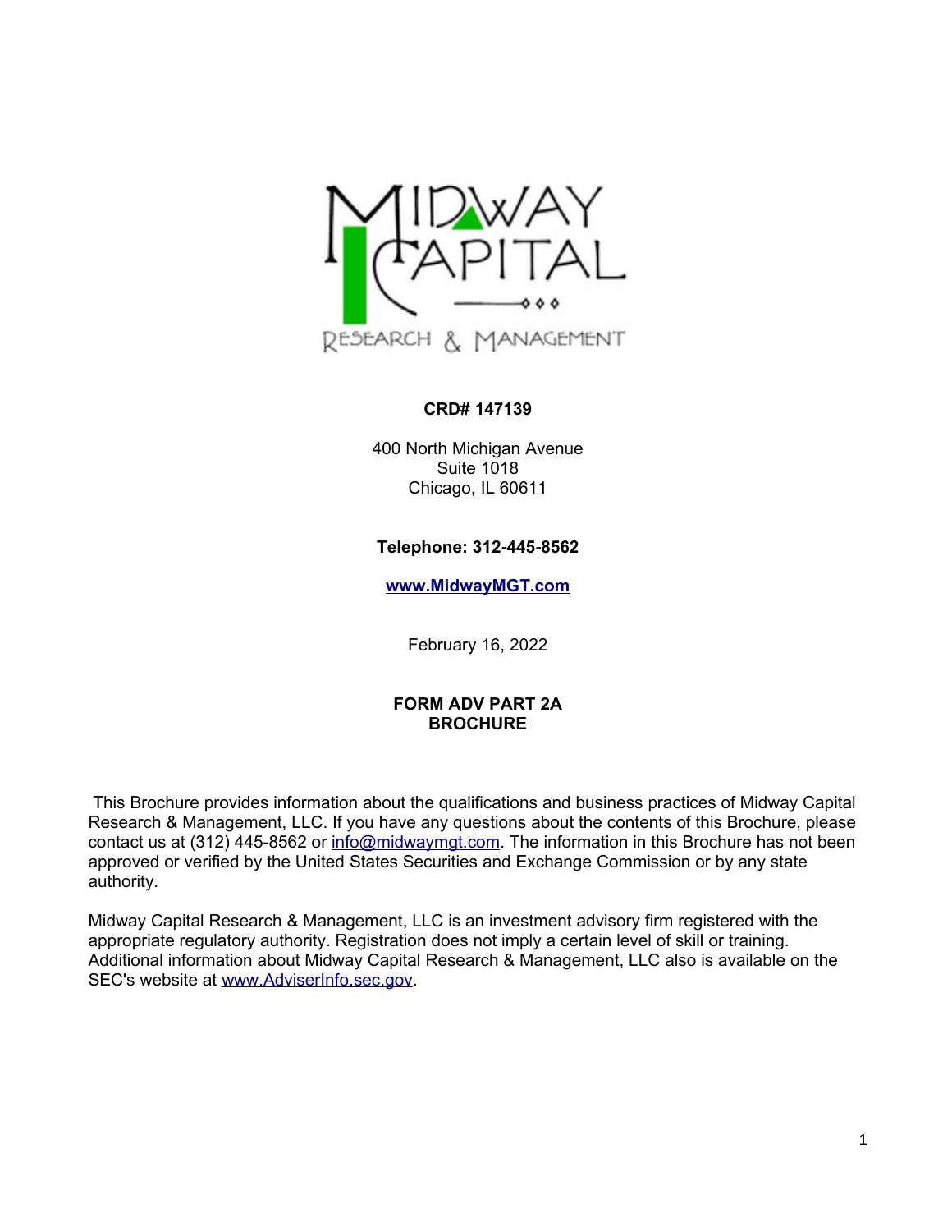**CRD# 147139**

400 North Michigan Avenue
Suite 1018
Chicago, IL 60611

**Telephone: 312-445-8562**

**www.MidwayMGT.com**

February 16, 2022

**FORM ADV PART 2A**
**BROCHURE**

This Brochure provides information about the qualifications and business practices of Midway Capital Research & Management, LLC. If you have any questions about the contents of this Brochure, please contact us at (312) 445-8562 or info@midwaymgt.com. The information in this Brochure has not been approved or verified by the United States Securities and Exchange Commission or by any state authority.

Midway Capital Research & Management, LLC is an investment advisory firm registered with the appropriate regulatory authority. Registration does not imply a certain level of skill or training. Additional information about Midway Capital Research & Management, LLC also is available on the SEC's website at www.AdviserInfo.sec.gov.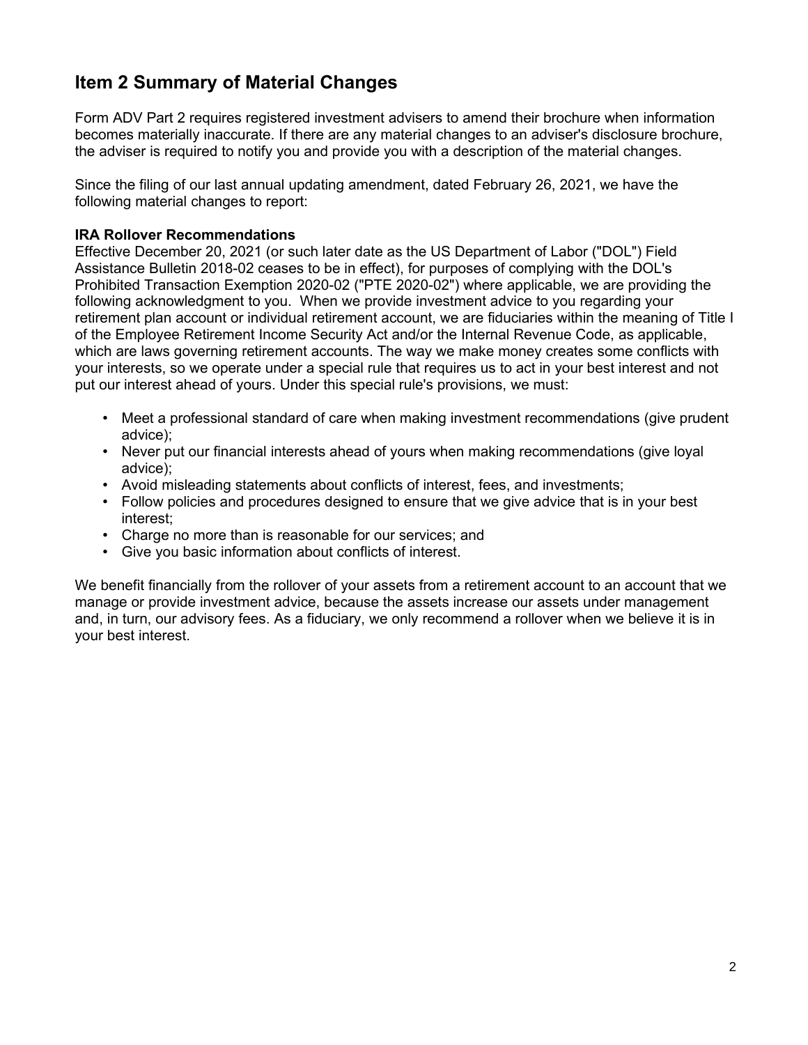## Item 2 Summary of Material Changes

Form ADV Part 2 requires registered investment advisers to amend their brochure when information becomes materially inaccurate. If there are any material changes to an adviser's disclosure brochure, the adviser is required to notify you and provide you with a description of the material changes.

Since the filing of our last annual updating amendment, dated February 26, 2021, we have the following material changes to report:

**IRA Rollover Recommendations**

Effective December 20, 2021 (or such later date as the US Department of Labor ("DOL") Field Assistance Bulletin 2018-02 ceases to be in effect), for purposes of complying with the DOL's Prohibited Transaction Exemption 2020-02 ("PTE 2020-02") where applicable, we are providing the following acknowledgment to you. When we provide investment advice to you regarding your retirement plan account or individual retirement account, we are fiduciaries within the meaning of Title I of the Employee Retirement Income Security Act and/or the Internal Revenue Code, as applicable, which are laws governing retirement accounts. The way we make money creates some conflicts with your interests, so we operate under a special rule that requires us to act in your best interest and not put our interest ahead of yours. Under this special rule's provisions, we must:

- Meet a professional standard of care when making investment recommendations (give prudent advice);
- Never put our financial interests ahead of yours when making recommendations (give loyal advice);
- Avoid misleading statements about conflicts of interest, fees, and investments;
- Follow policies and procedures designed to ensure that we give advice that is in your best interest;
- Charge no more than is reasonable for our services; and
- Give you basic information about conflicts of interest.

We benefit financially from the rollover of your assets from a retirement account to an account that we manage or provide investment advice, because the assets increase our assets under management and, in turn, our advisory fees. As a fiduciary, we only recommend a rollover when we believe it is in your best interest.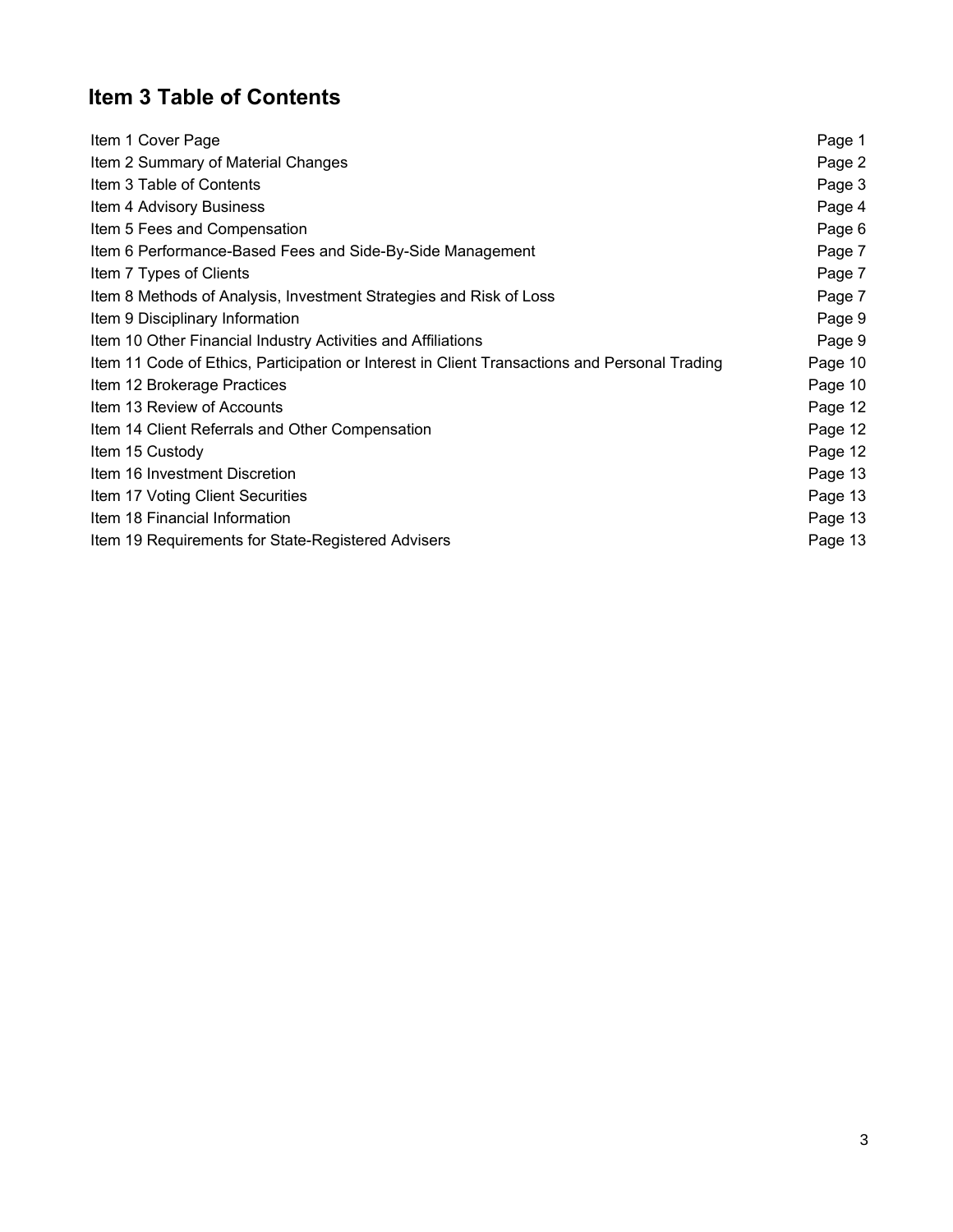# Item 3 Table of Contents

| | |
|---|---|
| Item 1 Cover Page | Page 1 |
| Item 2 Summary of Material Changes | Page 2 |
| Item 3 Table of Contents | Page 3 |
| Item 4 Advisory Business | Page 4 |
| Item 5 Fees and Compensation | Page 6 |
| Item 6 Performance-Based Fees and Side-By-Side Management | Page 7 |
| Item 7 Types of Clients | Page 7 |
| Item 8 Methods of Analysis, Investment Strategies and Risk of Loss | Page 7 |
| Item 9 Disciplinary Information | Page 9 |
| Item 10 Other Financial Industry Activities and Affiliations | Page 9 |
| Item 11 Code of Ethics, Participation or Interest in Client Transactions and Personal Trading | Page 10 |
| Item 12 Brokerage Practices | Page 10 |
| Item 13 Review of Accounts | Page 12 |
| Item 14 Client Referrals and Other Compensation | Page 12 |
| Item 15 Custody | Page 12 |
| Item 16 Investment Discretion | Page 13 |
| Item 17 Voting Client Securities | Page 13 |
| Item 18 Financial Information | Page 13 |
| Item 19 Requirements for State-Registered Advisers | Page 13 |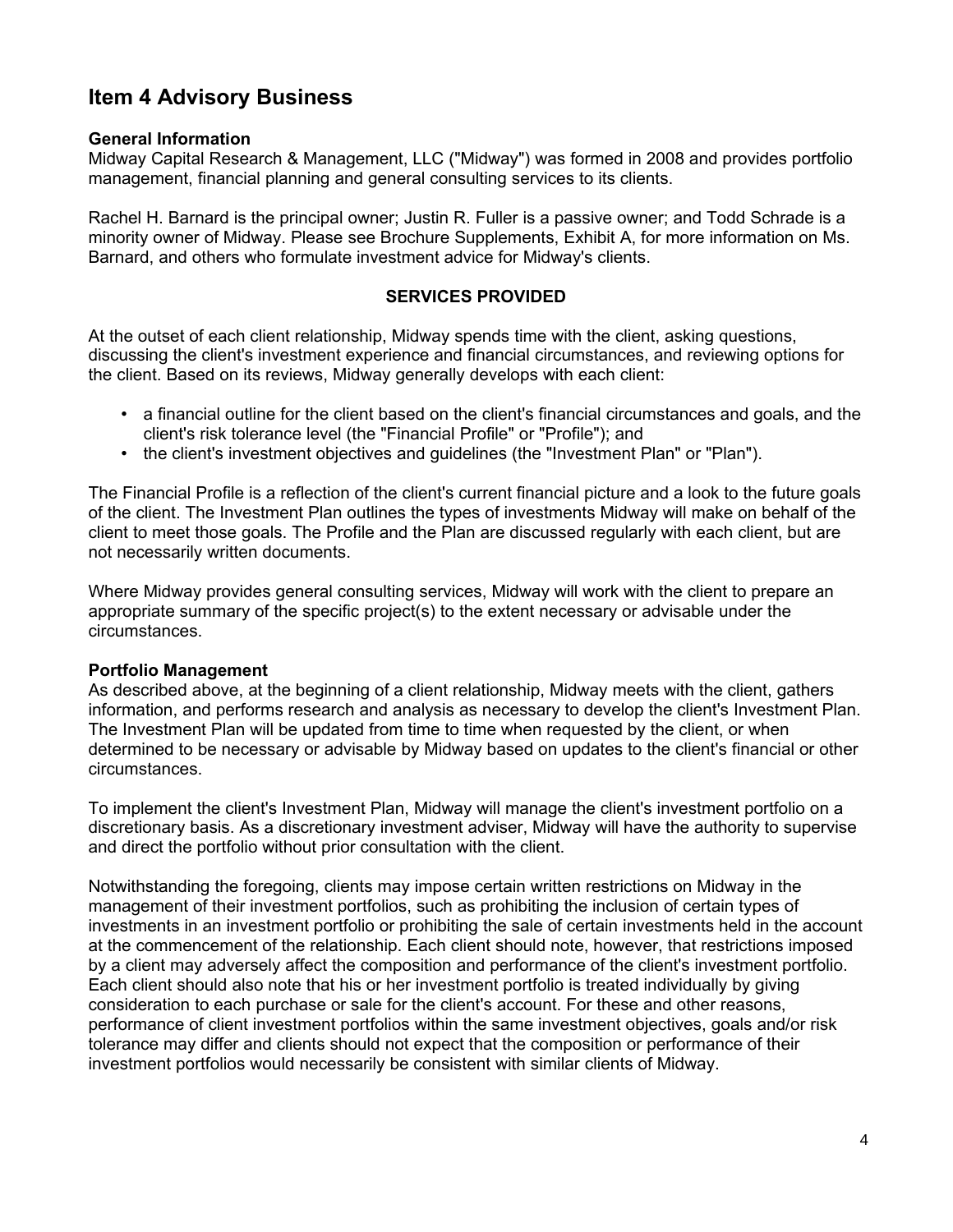# Item 4 Advisory Business

**General Information**
Midway Capital Research & Management, LLC ("Midway") was formed in 2008 and provides portfolio management, financial planning and general consulting services to its clients.

Rachel H. Barnard is the principal owner; Justin R. Fuller is a passive owner; and Todd Schrade is a minority owner of Midway. Please see Brochure Supplements, Exhibit A, for more information on Ms. Barnard, and others who formulate investment advice for Midway's clients.

**SERVICES PROVIDED**

At the outset of each client relationship, Midway spends time with the client, asking questions, discussing the client's investment experience and financial circumstances, and reviewing options for the client. Based on its reviews, Midway generally develops with each client:

- a financial outline for the client based on the client's financial circumstances and goals, and the client's risk tolerance level (the "Financial Profile" or "Profile"); and
- the client's investment objectives and guidelines (the "Investment Plan" or "Plan").

The Financial Profile is a reflection of the client's current financial picture and a look to the future goals of the client. The Investment Plan outlines the types of investments Midway will make on behalf of the client to meet those goals. The Profile and the Plan are discussed regularly with each client, but are not necessarily written documents.

Where Midway provides general consulting services, Midway will work with the client to prepare an appropriate summary of the specific project(s) to the extent necessary or advisable under the circumstances.

**Portfolio Management**
As described above, at the beginning of a client relationship, Midway meets with the client, gathers information, and performs research and analysis as necessary to develop the client's Investment Plan. The Investment Plan will be updated from time to time when requested by the client, or when determined to be necessary or advisable by Midway based on updates to the client's financial or other circumstances.

To implement the client's Investment Plan, Midway will manage the client's investment portfolio on a discretionary basis. As a discretionary investment adviser, Midway will have the authority to supervise and direct the portfolio without prior consultation with the client.

Notwithstanding the foregoing, clients may impose certain written restrictions on Midway in the management of their investment portfolios, such as prohibiting the inclusion of certain types of investments in an investment portfolio or prohibiting the sale of certain investments held in the account at the commencement of the relationship. Each client should note, however, that restrictions imposed by a client may adversely affect the composition and performance of the client's investment portfolio. Each client should also note that his or her investment portfolio is treated individually by giving consideration to each purchase or sale for the client's account. For these and other reasons, performance of client investment portfolios within the same investment objectives, goals and/or risk tolerance may differ and clients should not expect that the composition or performance of their investment portfolios would necessarily be consistent with similar clients of Midway.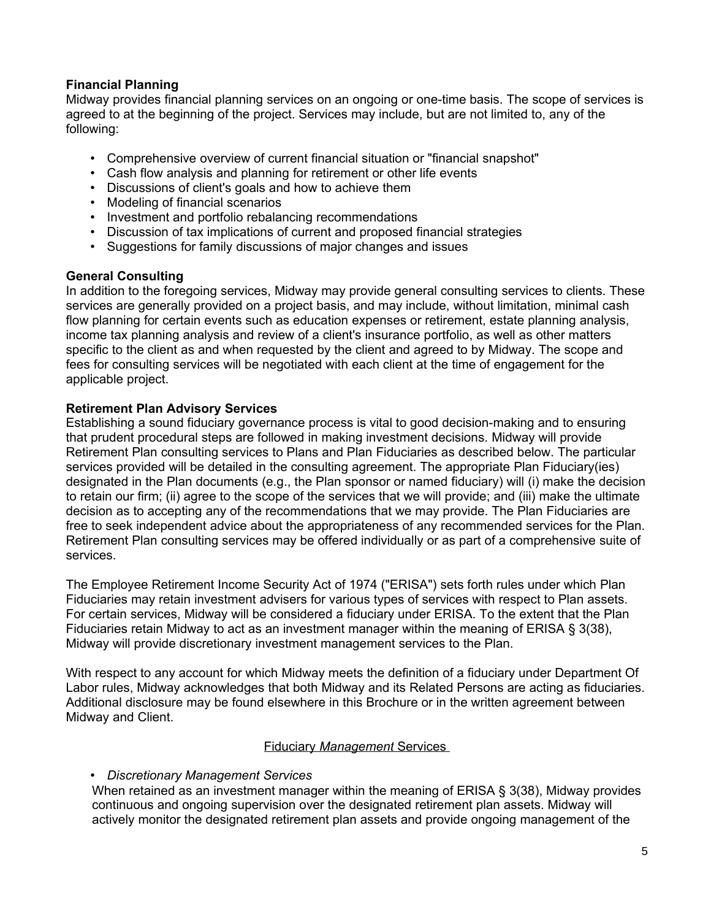**Financial Planning**

Midway provides financial planning services on an ongoing or one-time basis. The scope of services is agreed to at the beginning of the project. Services may include, but are not limited to, any of the following:

- Comprehensive overview of current financial situation or "financial snapshot"
- Cash flow analysis and planning for retirement or other life events
- Discussions of client's goals and how to achieve them
- Modeling of financial scenarios
- Investment and portfolio rebalancing recommendations
- Discussion of tax implications of current and proposed financial strategies
- Suggestions for family discussions of major changes and issues

**General Consulting**

In addition to the foregoing services, Midway may provide general consulting services to clients. These services are generally provided on a project basis, and may include, without limitation, minimal cash flow planning for certain events such as education expenses or retirement, estate planning analysis, income tax planning analysis and review of a client's insurance portfolio, as well as other matters specific to the client as and when requested by the client and agreed to by Midway. The scope and fees for consulting services will be negotiated with each client at the time of engagement for the applicable project.

**Retirement Plan Advisory Services**

Establishing a sound fiduciary governance process is vital to good decision-making and to ensuring that prudent procedural steps are followed in making investment decisions. Midway will provide Retirement Plan consulting services to Plans and Plan Fiduciaries as described below. The particular services provided will be detailed in the consulting agreement. The appropriate Plan Fiduciary(ies) designated in the Plan documents (e.g., the Plan sponsor or named fiduciary) will (i) make the decision to retain our firm; (ii) agree to the scope of the services that we will provide; and (iii) make the ultimate decision as to accepting any of the recommendations that we may provide. The Plan Fiduciaries are free to seek independent advice about the appropriateness of any recommended services for the Plan. Retirement Plan consulting services may be offered individually or as part of a comprehensive suite of services.

The Employee Retirement Income Security Act of 1974 ("ERISA") sets forth rules under which Plan Fiduciaries may retain investment advisers for various types of services with respect to Plan assets. For certain services, Midway will be considered a fiduciary under ERISA. To the extent that the Plan Fiduciaries retain Midway to act as an investment manager within the meaning of ERISA § 3(38), Midway will provide discretionary investment management services to the Plan.

With respect to any account for which Midway meets the definition of a fiduciary under Department Of Labor rules, Midway acknowledges that both Midway and its Related Persons are acting as fiduciaries. Additional disclosure may be found elsewhere in this Brochure or in the written agreement between Midway and Client.

Fiduciary *Management* Services

- *Discretionary Management Services*

  When retained as an investment manager within the meaning of ERISA § 3(38), Midway provides continuous and ongoing supervision over the designated retirement plan assets. Midway will actively monitor the designated retirement plan assets and provide ongoing management of the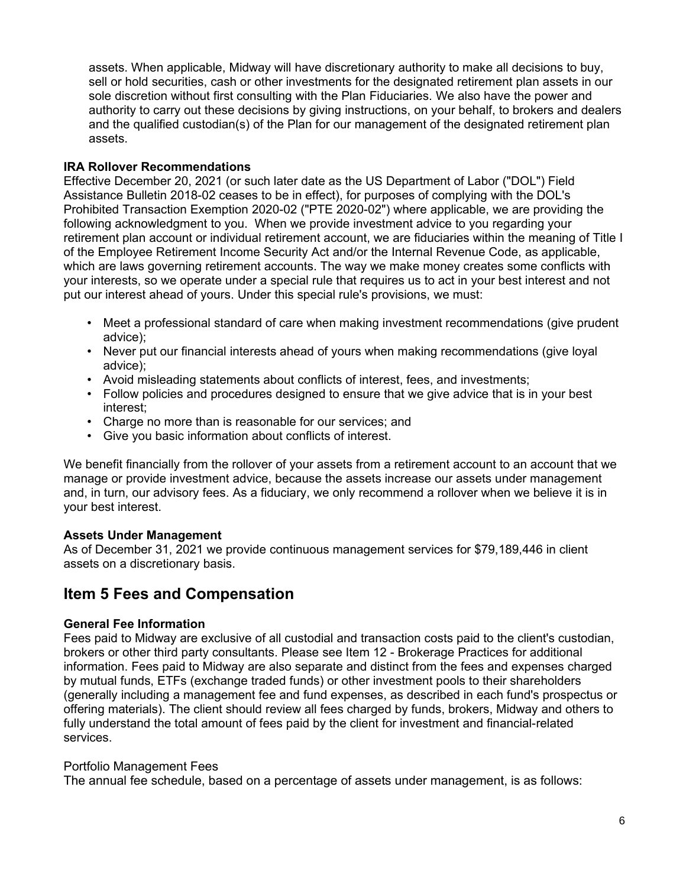assets. When applicable, Midway will have discretionary authority to make all decisions to buy, sell or hold securities, cash or other investments for the designated retirement plan assets in our sole discretion without first consulting with the Plan Fiduciaries. We also have the power and authority to carry out these decisions by giving instructions, on your behalf, to brokers and dealers and the qualified custodian(s) of the Plan for our management of the designated retirement plan assets.

**IRA Rollover Recommendations**

Effective December 20, 2021 (or such later date as the US Department of Labor ("DOL") Field Assistance Bulletin 2018-02 ceases to be in effect), for purposes of complying with the DOL's Prohibited Transaction Exemption 2020-02 ("PTE 2020-02") where applicable, we are providing the following acknowledgment to you. When we provide investment advice to you regarding your retirement plan account or individual retirement account, we are fiduciaries within the meaning of Title I of the Employee Retirement Income Security Act and/or the Internal Revenue Code, as applicable, which are laws governing retirement accounts. The way we make money creates some conflicts with your interests, so we operate under a special rule that requires us to act in your best interest and not put our interest ahead of yours. Under this special rule's provisions, we must:

- Meet a professional standard of care when making investment recommendations (give prudent advice);
- Never put our financial interests ahead of yours when making recommendations (give loyal advice);
- Avoid misleading statements about conflicts of interest, fees, and investments;
- Follow policies and procedures designed to ensure that we give advice that is in your best interest;
- Charge no more than is reasonable for our services; and
- Give you basic information about conflicts of interest.

We benefit financially from the rollover of your assets from a retirement account to an account that we manage or provide investment advice, because the assets increase our assets under management and, in turn, our advisory fees. As a fiduciary, we only recommend a rollover when we believe it is in your best interest.

**Assets Under Management**

As of December 31, 2021 we provide continuous management services for $79,189,446 in client assets on a discretionary basis.

## Item 5 Fees and Compensation

**General Fee Information**

Fees paid to Midway are exclusive of all custodial and transaction costs paid to the client's custodian, brokers or other third party consultants. Please see Item 12 - Brokerage Practices for additional information. Fees paid to Midway are also separate and distinct from the fees and expenses charged by mutual funds, ETFs (exchange traded funds) or other investment pools to their shareholders (generally including a management fee and fund expenses, as described in each fund's prospectus or offering materials). The client should review all fees charged by funds, brokers, Midway and others to fully understand the total amount of fees paid by the client for investment and financial-related services.

Portfolio Management Fees

The annual fee schedule, based on a percentage of assets under management, is as follows: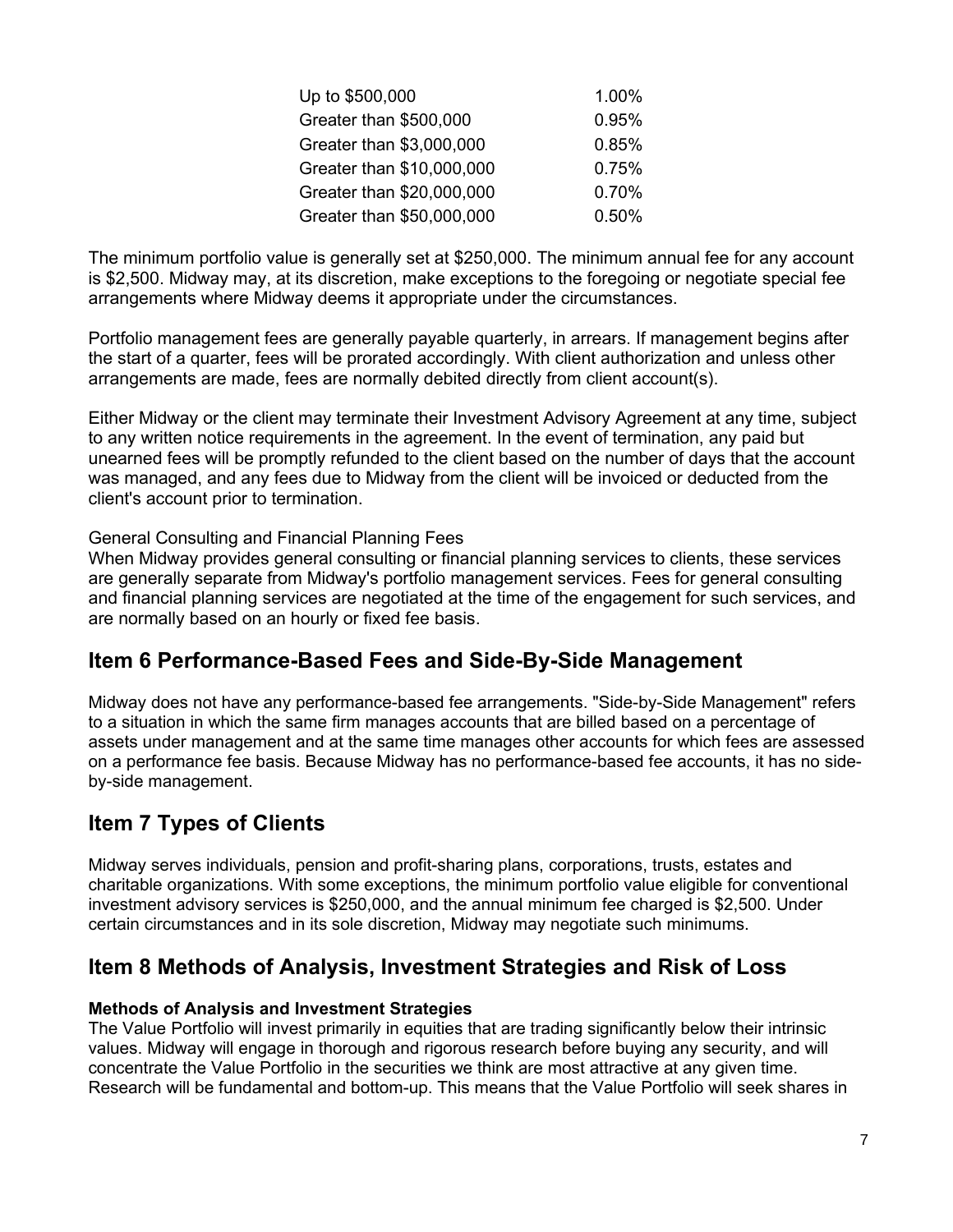| | |
|---|---|
| Up to \$500,000 | 1.00% |
| Greater than \$500,000 | 0.95% |
| Greater than \$3,000,000 | 0.85% |
| Greater than \$10,000,000 | 0.75% |
| Greater than \$20,000,000 | 0.70% |
| Greater than \$50,000,000 | 0.50% |

The minimum portfolio value is generally set at \$250,000. The minimum annual fee for any account is \$2,500. Midway may, at its discretion, make exceptions to the foregoing or negotiate special fee arrangements where Midway deems it appropriate under the circumstances.

Portfolio management fees are generally payable quarterly, in arrears. If management begins after the start of a quarter, fees will be prorated accordingly. With client authorization and unless other arrangements are made, fees are normally debited directly from client account(s).

Either Midway or the client may terminate their Investment Advisory Agreement at any time, subject to any written notice requirements in the agreement. In the event of termination, any paid but unearned fees will be promptly refunded to the client based on the number of days that the account was managed, and any fees due to Midway from the client will be invoiced or deducted from the client's account prior to termination.

General Consulting and Financial Planning Fees

When Midway provides general consulting or financial planning services to clients, these services are generally separate from Midway's portfolio management services. Fees for general consulting and financial planning services are negotiated at the time of the engagement for such services, and are normally based on an hourly or fixed fee basis.

## Item 6 Performance-Based Fees and Side-By-Side Management

Midway does not have any performance-based fee arrangements. "Side-by-Side Management" refers to a situation in which the same firm manages accounts that are billed based on a percentage of assets under management and at the same time manages other accounts for which fees are assessed on a performance fee basis. Because Midway has no performance-based fee accounts, it has no side-by-side management.

## Item 7 Types of Clients

Midway serves individuals, pension and profit-sharing plans, corporations, trusts, estates and charitable organizations. With some exceptions, the minimum portfolio value eligible for conventional investment advisory services is \$250,000, and the annual minimum fee charged is \$2,500. Under certain circumstances and in its sole discretion, Midway may negotiate such minimums.

## Item 8 Methods of Analysis, Investment Strategies and Risk of Loss

**Methods of Analysis and Investment Strategies**

The Value Portfolio will invest primarily in equities that are trading significantly below their intrinsic values. Midway will engage in thorough and rigorous research before buying any security, and will concentrate the Value Portfolio in the securities we think are most attractive at any given time. Research will be fundamental and bottom-up. This means that the Value Portfolio will seek shares in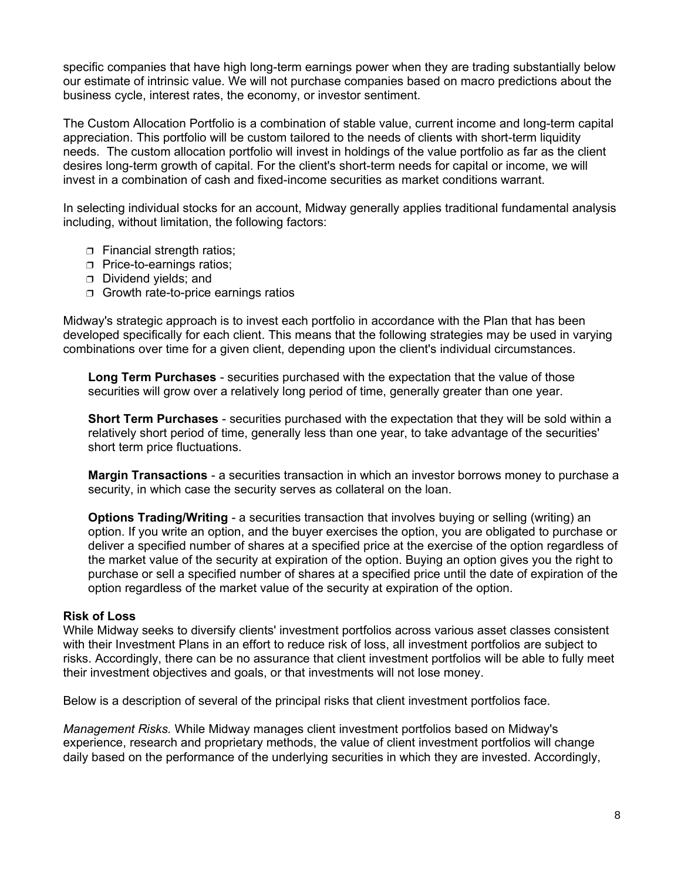specific companies that have high long-term earnings power when they are trading substantially below our estimate of intrinsic value. We will not purchase companies based on macro predictions about the business cycle, interest rates, the economy, or investor sentiment.

The Custom Allocation Portfolio is a combination of stable value, current income and long-term capital appreciation. This portfolio will be custom tailored to the needs of clients with short-term liquidity needs. The custom allocation portfolio will invest in holdings of the value portfolio as far as the client desires long-term growth of capital. For the client's short-term needs for capital or income, we will invest in a combination of cash and fixed-income securities as market conditions warrant.

In selecting individual stocks for an account, Midway generally applies traditional fundamental analysis including, without limitation, the following factors:

- Financial strength ratios;
- Price-to-earnings ratios;
- Dividend yields; and
- Growth rate-to-price earnings ratios

Midway's strategic approach is to invest each portfolio in accordance with the Plan that has been developed specifically for each client. This means that the following strategies may be used in varying combinations over time for a given client, depending upon the client's individual circumstances.

**Long Term Purchases** - securities purchased with the expectation that the value of those securities will grow over a relatively long period of time, generally greater than one year.

**Short Term Purchases** - securities purchased with the expectation that they will be sold within a relatively short period of time, generally less than one year, to take advantage of the securities' short term price fluctuations.

**Margin Transactions** - a securities transaction in which an investor borrows money to purchase a security, in which case the security serves as collateral on the loan.

**Options Trading/Writing** - a securities transaction that involves buying or selling (writing) an option. If you write an option, and the buyer exercises the option, you are obligated to purchase or deliver a specified number of shares at a specified price at the exercise of the option regardless of the market value of the security at expiration of the option. Buying an option gives you the right to purchase or sell a specified number of shares at a specified price until the date of expiration of the option regardless of the market value of the security at expiration of the option.

**Risk of Loss**

While Midway seeks to diversify clients' investment portfolios across various asset classes consistent with their Investment Plans in an effort to reduce risk of loss, all investment portfolios are subject to risks. Accordingly, there can be no assurance that client investment portfolios will be able to fully meet their investment objectives and goals, or that investments will not lose money.

Below is a description of several of the principal risks that client investment portfolios face.

*Management Risks.* While Midway manages client investment portfolios based on Midway's experience, research and proprietary methods, the value of client investment portfolios will change daily based on the performance of the underlying securities in which they are invested. Accordingly,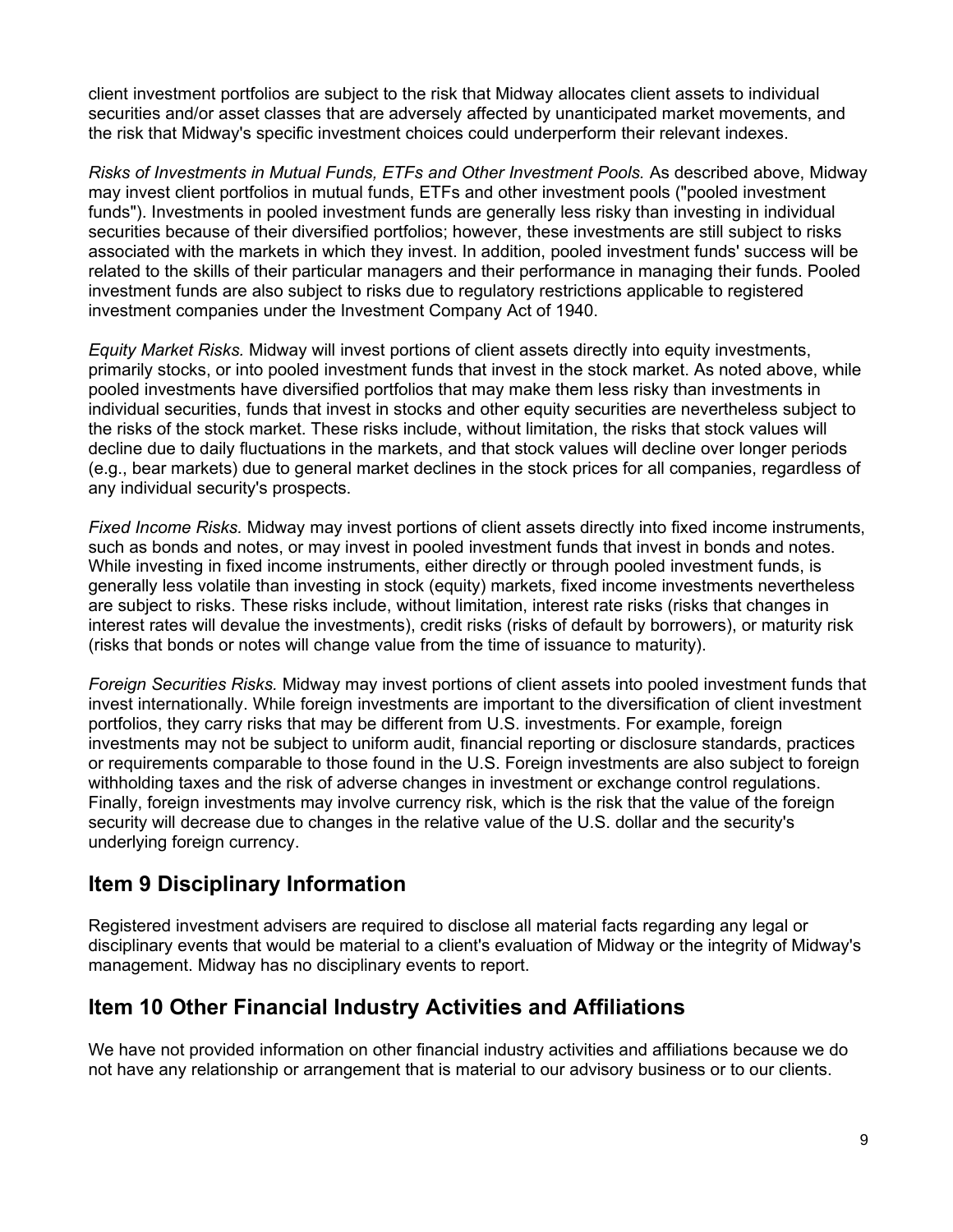client investment portfolios are subject to the risk that Midway allocates client assets to individual securities and/or asset classes that are adversely affected by unanticipated market movements, and the risk that Midway's specific investment choices could underperform their relevant indexes.

*Risks of Investments in Mutual Funds, ETFs and Other Investment Pools.* As described above, Midway may invest client portfolios in mutual funds, ETFs and other investment pools ("pooled investment funds"). Investments in pooled investment funds are generally less risky than investing in individual securities because of their diversified portfolios; however, these investments are still subject to risks associated with the markets in which they invest. In addition, pooled investment funds' success will be related to the skills of their particular managers and their performance in managing their funds. Pooled investment funds are also subject to risks due to regulatory restrictions applicable to registered investment companies under the Investment Company Act of 1940.

*Equity Market Risks.* Midway will invest portions of client assets directly into equity investments, primarily stocks, or into pooled investment funds that invest in the stock market. As noted above, while pooled investments have diversified portfolios that may make them less risky than investments in individual securities, funds that invest in stocks and other equity securities are nevertheless subject to the risks of the stock market. These risks include, without limitation, the risks that stock values will decline due to daily fluctuations in the markets, and that stock values will decline over longer periods (e.g., bear markets) due to general market declines in the stock prices for all companies, regardless of any individual security's prospects.

*Fixed Income Risks.* Midway may invest portions of client assets directly into fixed income instruments, such as bonds and notes, or may invest in pooled investment funds that invest in bonds and notes. While investing in fixed income instruments, either directly or through pooled investment funds, is generally less volatile than investing in stock (equity) markets, fixed income investments nevertheless are subject to risks. These risks include, without limitation, interest rate risks (risks that changes in interest rates will devalue the investments), credit risks (risks of default by borrowers), or maturity risk (risks that bonds or notes will change value from the time of issuance to maturity).

*Foreign Securities Risks.* Midway may invest portions of client assets into pooled investment funds that invest internationally. While foreign investments are important to the diversification of client investment portfolios, they carry risks that may be different from U.S. investments. For example, foreign investments may not be subject to uniform audit, financial reporting or disclosure standards, practices or requirements comparable to those found in the U.S. Foreign investments are also subject to foreign withholding taxes and the risk of adverse changes in investment or exchange control regulations. Finally, foreign investments may involve currency risk, which is the risk that the value of the foreign security will decrease due to changes in the relative value of the U.S. dollar and the security's underlying foreign currency.

## Item 9 Disciplinary Information

Registered investment advisers are required to disclose all material facts regarding any legal or disciplinary events that would be material to a client's evaluation of Midway or the integrity of Midway's management. Midway has no disciplinary events to report.

## Item 10 Other Financial Industry Activities and Affiliations

We have not provided information on other financial industry activities and affiliations because we do not have any relationship or arrangement that is material to our advisory business or to our clients.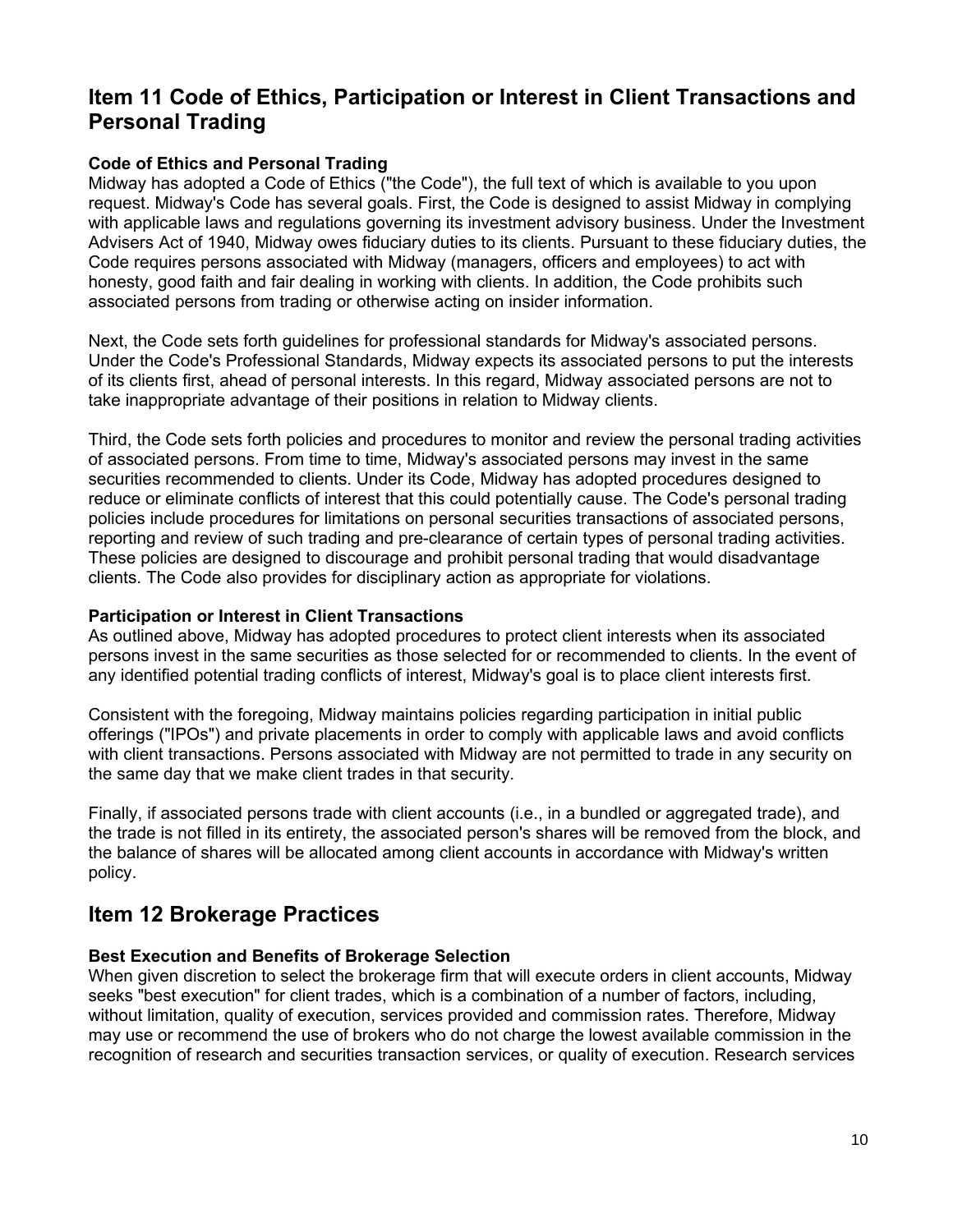## Item 11 Code of Ethics, Participation or Interest in Client Transactions and Personal Trading

### Code of Ethics and Personal Trading

Midway has adopted a Code of Ethics ("the Code"), the full text of which is available to you upon request. Midway's Code has several goals. First, the Code is designed to assist Midway in complying with applicable laws and regulations governing its investment advisory business. Under the Investment Advisers Act of 1940, Midway owes fiduciary duties to its clients. Pursuant to these fiduciary duties, the Code requires persons associated with Midway (managers, officers and employees) to act with honesty, good faith and fair dealing in working with clients. In addition, the Code prohibits such associated persons from trading or otherwise acting on insider information.

Next, the Code sets forth guidelines for professional standards for Midway's associated persons. Under the Code's Professional Standards, Midway expects its associated persons to put the interests of its clients first, ahead of personal interests. In this regard, Midway associated persons are not to take inappropriate advantage of their positions in relation to Midway clients.

Third, the Code sets forth policies and procedures to monitor and review the personal trading activities of associated persons. From time to time, Midway's associated persons may invest in the same securities recommended to clients. Under its Code, Midway has adopted procedures designed to reduce or eliminate conflicts of interest that this could potentially cause. The Code's personal trading policies include procedures for limitations on personal securities transactions of associated persons, reporting and review of such trading and pre-clearance of certain types of personal trading activities. These policies are designed to discourage and prohibit personal trading that would disadvantage clients. The Code also provides for disciplinary action as appropriate for violations.

### Participation or Interest in Client Transactions

As outlined above, Midway has adopted procedures to protect client interests when its associated persons invest in the same securities as those selected for or recommended to clients. In the event of any identified potential trading conflicts of interest, Midway's goal is to place client interests first.

Consistent with the foregoing, Midway maintains policies regarding participation in initial public offerings ("IPOs") and private placements in order to comply with applicable laws and avoid conflicts with client transactions. Persons associated with Midway are not permitted to trade in any security on the same day that we make client trades in that security.

Finally, if associated persons trade with client accounts (i.e., in a bundled or aggregated trade), and the trade is not filled in its entirety, the associated person's shares will be removed from the block, and the balance of shares will be allocated among client accounts in accordance with Midway's written policy.

## Item 12 Brokerage Practices

### Best Execution and Benefits of Brokerage Selection

When given discretion to select the brokerage firm that will execute orders in client accounts, Midway seeks "best execution" for client trades, which is a combination of a number of factors, including, without limitation, quality of execution, services provided and commission rates. Therefore, Midway may use or recommend the use of brokers who do not charge the lowest available commission in the recognition of research and securities transaction services, or quality of execution. Research services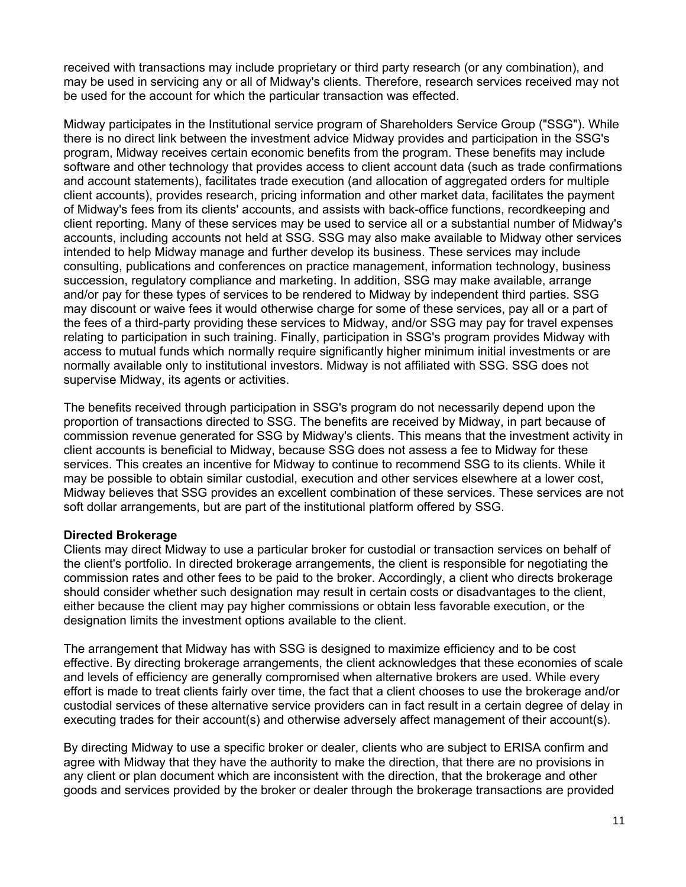received with transactions may include proprietary or third party research (or any combination), and may be used in servicing any or all of Midway's clients. Therefore, research services received may not be used for the account for which the particular transaction was effected.

Midway participates in the Institutional service program of Shareholders Service Group ("SSG"). While there is no direct link between the investment advice Midway provides and participation in the SSG's program, Midway receives certain economic benefits from the program. These benefits may include software and other technology that provides access to client account data (such as trade confirmations and account statements), facilitates trade execution (and allocation of aggregated orders for multiple client accounts), provides research, pricing information and other market data, facilitates the payment of Midway's fees from its clients' accounts, and assists with back-office functions, recordkeeping and client reporting. Many of these services may be used to service all or a substantial number of Midway's accounts, including accounts not held at SSG. SSG may also make available to Midway other services intended to help Midway manage and further develop its business. These services may include consulting, publications and conferences on practice management, information technology, business succession, regulatory compliance and marketing. In addition, SSG may make available, arrange and/or pay for these types of services to be rendered to Midway by independent third parties. SSG may discount or waive fees it would otherwise charge for some of these services, pay all or a part of the fees of a third-party providing these services to Midway, and/or SSG may pay for travel expenses relating to participation in such training. Finally, participation in SSG's program provides Midway with access to mutual funds which normally require significantly higher minimum initial investments or are normally available only to institutional investors. Midway is not affiliated with SSG. SSG does not supervise Midway, its agents or activities.

The benefits received through participation in SSG's program do not necessarily depend upon the proportion of transactions directed to SSG. The benefits are received by Midway, in part because of commission revenue generated for SSG by Midway's clients. This means that the investment activity in client accounts is beneficial to Midway, because SSG does not assess a fee to Midway for these services. This creates an incentive for Midway to continue to recommend SSG to its clients. While it may be possible to obtain similar custodial, execution and other services elsewhere at a lower cost, Midway believes that SSG provides an excellent combination of these services. These services are not soft dollar arrangements, but are part of the institutional platform offered by SSG.

**Directed Brokerage**
Clients may direct Midway to use a particular broker for custodial or transaction services on behalf of the client's portfolio. In directed brokerage arrangements, the client is responsible for negotiating the commission rates and other fees to be paid to the broker. Accordingly, a client who directs brokerage should consider whether such designation may result in certain costs or disadvantages to the client, either because the client may pay higher commissions or obtain less favorable execution, or the designation limits the investment options available to the client.

The arrangement that Midway has with SSG is designed to maximize efficiency and to be cost effective. By directing brokerage arrangements, the client acknowledges that these economies of scale and levels of efficiency are generally compromised when alternative brokers are used. While every effort is made to treat clients fairly over time, the fact that a client chooses to use the brokerage and/or custodial services of these alternative service providers can in fact result in a certain degree of delay in executing trades for their account(s) and otherwise adversely affect management of their account(s).

By directing Midway to use a specific broker or dealer, clients who are subject to ERISA confirm and agree with Midway that they have the authority to make the direction, that there are no provisions in any client or plan document which are inconsistent with the direction, that the brokerage and other goods and services provided by the broker or dealer through the brokerage transactions are provided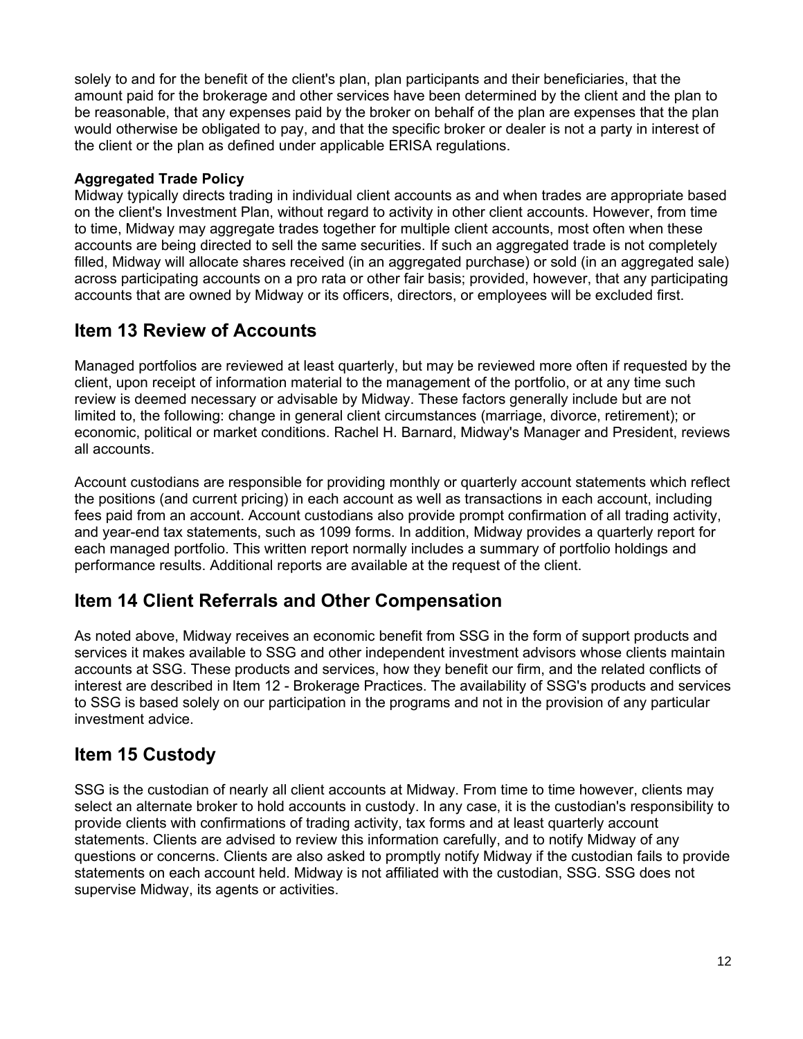solely to and for the benefit of the client's plan, plan participants and their beneficiaries, that the amount paid for the brokerage and other services have been determined by the client and the plan to be reasonable, that any expenses paid by the broker on behalf of the plan are expenses that the plan would otherwise be obligated to pay, and that the specific broker or dealer is not a party in interest of the client or the plan as defined under applicable ERISA regulations.

**Aggregated Trade Policy**
Midway typically directs trading in individual client accounts as and when trades are appropriate based on the client's Investment Plan, without regard to activity in other client accounts. However, from time to time, Midway may aggregate trades together for multiple client accounts, most often when these accounts are being directed to sell the same securities. If such an aggregated trade is not completely filled, Midway will allocate shares received (in an aggregated purchase) or sold (in an aggregated sale) across participating accounts on a pro rata or other fair basis; provided, however, that any participating accounts that are owned by Midway or its officers, directors, or employees will be excluded first.

## Item 13 Review of Accounts

Managed portfolios are reviewed at least quarterly, but may be reviewed more often if requested by the client, upon receipt of information material to the management of the portfolio, or at any time such review is deemed necessary or advisable by Midway. These factors generally include but are not limited to, the following: change in general client circumstances (marriage, divorce, retirement); or economic, political or market conditions. Rachel H. Barnard, Midway's Manager and President, reviews all accounts.

Account custodians are responsible for providing monthly or quarterly account statements which reflect the positions (and current pricing) in each account as well as transactions in each account, including fees paid from an account. Account custodians also provide prompt confirmation of all trading activity, and year-end tax statements, such as 1099 forms. In addition, Midway provides a quarterly report for each managed portfolio. This written report normally includes a summary of portfolio holdings and performance results. Additional reports are available at the request of the client.

## Item 14 Client Referrals and Other Compensation

As noted above, Midway receives an economic benefit from SSG in the form of support products and services it makes available to SSG and other independent investment advisors whose clients maintain accounts at SSG. These products and services, how they benefit our firm, and the related conflicts of interest are described in Item 12 - Brokerage Practices. The availability of SSG's products and services to SSG is based solely on our participation in the programs and not in the provision of any particular investment advice.

## Item 15 Custody

SSG is the custodian of nearly all client accounts at Midway. From time to time however, clients may select an alternate broker to hold accounts in custody. In any case, it is the custodian's responsibility to provide clients with confirmations of trading activity, tax forms and at least quarterly account statements. Clients are advised to review this information carefully, and to notify Midway of any questions or concerns. Clients are also asked to promptly notify Midway if the custodian fails to provide statements on each account held. Midway is not affiliated with the custodian, SSG. SSG does not supervise Midway, its agents or activities.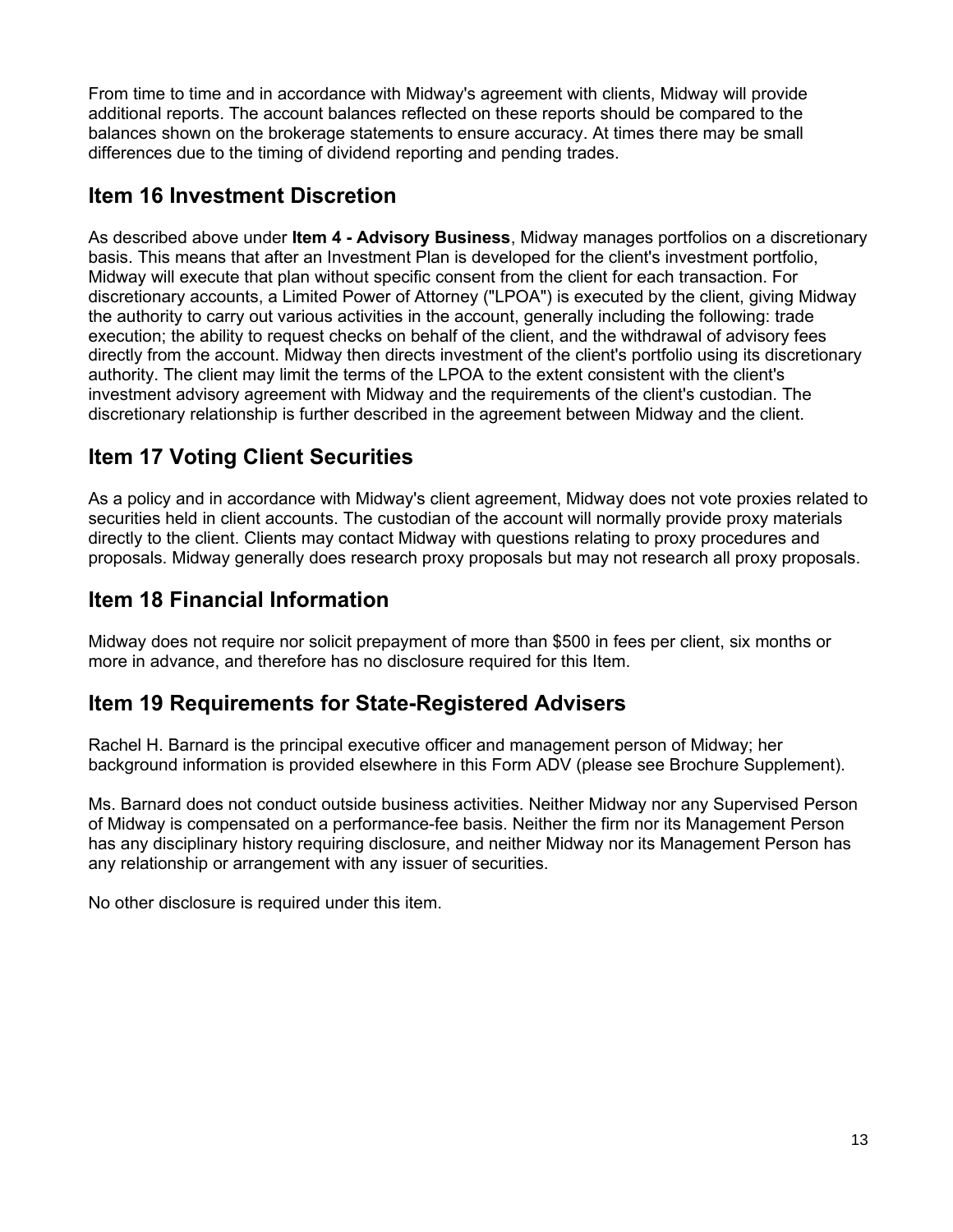From time to time and in accordance with Midway's agreement with clients, Midway will provide additional reports. The account balances reflected on these reports should be compared to the balances shown on the brokerage statements to ensure accuracy. At times there may be small differences due to the timing of dividend reporting and pending trades.

## Item 16 Investment Discretion

As described above under **Item 4 - Advisory Business**, Midway manages portfolios on a discretionary basis. This means that after an Investment Plan is developed for the client's investment portfolio, Midway will execute that plan without specific consent from the client for each transaction. For discretionary accounts, a Limited Power of Attorney ("LPOA") is executed by the client, giving Midway the authority to carry out various activities in the account, generally including the following: trade execution; the ability to request checks on behalf of the client, and the withdrawal of advisory fees directly from the account. Midway then directs investment of the client's portfolio using its discretionary authority. The client may limit the terms of the LPOA to the extent consistent with the client's investment advisory agreement with Midway and the requirements of the client's custodian. The discretionary relationship is further described in the agreement between Midway and the client.

## Item 17 Voting Client Securities

As a policy and in accordance with Midway's client agreement, Midway does not vote proxies related to securities held in client accounts. The custodian of the account will normally provide proxy materials directly to the client. Clients may contact Midway with questions relating to proxy procedures and proposals. Midway generally does research proxy proposals but may not research all proxy proposals.

## Item 18 Financial Information

Midway does not require nor solicit prepayment of more than $500 in fees per client, six months or more in advance, and therefore has no disclosure required for this Item.

## Item 19 Requirements for State-Registered Advisers

Rachel H. Barnard is the principal executive officer and management person of Midway; her background information is provided elsewhere in this Form ADV (please see Brochure Supplement).

Ms. Barnard does not conduct outside business activities. Neither Midway nor any Supervised Person of Midway is compensated on a performance-fee basis. Neither the firm nor its Management Person has any disciplinary history requiring disclosure, and neither Midway nor its Management Person has any relationship or arrangement with any issuer of securities.

No other disclosure is required under this item.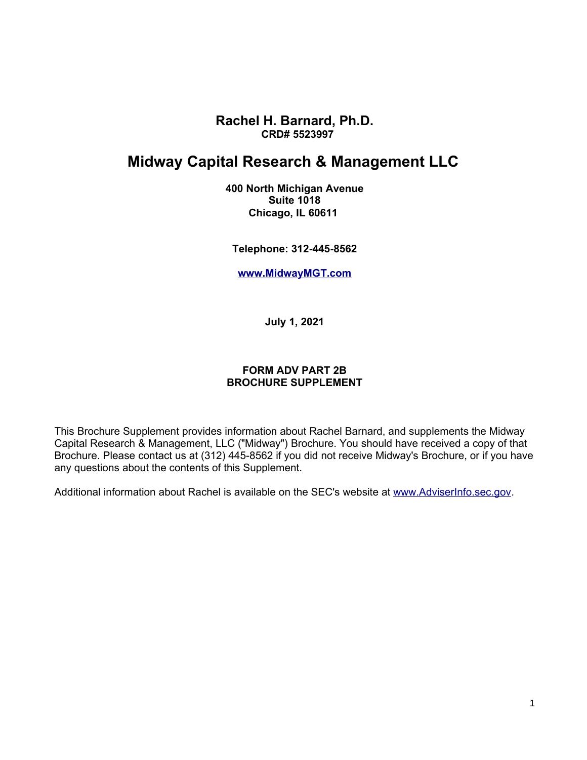# Rachel H. Barnard, Ph.D.

**CRD# 5523997**

# Midway Capital Research & Management LLC

**400 North Michigan Avenue**
**Suite 1018**
**Chicago, IL 60611**

**Telephone: 312-445-8562**

**[www.MidwayMGT.com](http://www.MidwayMGT.com)**

**July 1, 2021**

**FORM ADV PART 2B**
**BROCHURE SUPPLEMENT**

This Brochure Supplement provides information about Rachel Barnard, and supplements the Midway Capital Research & Management, LLC ("Midway") Brochure. You should have received a copy of that Brochure. Please contact us at (312) 445-8562 if you did not receive Midway's Brochure, or if you have any questions about the contents of this Supplement.

Additional information about Rachel is available on the SEC's website at [www.AdviserInfo.sec.gov](http://www.AdviserInfo.sec.gov).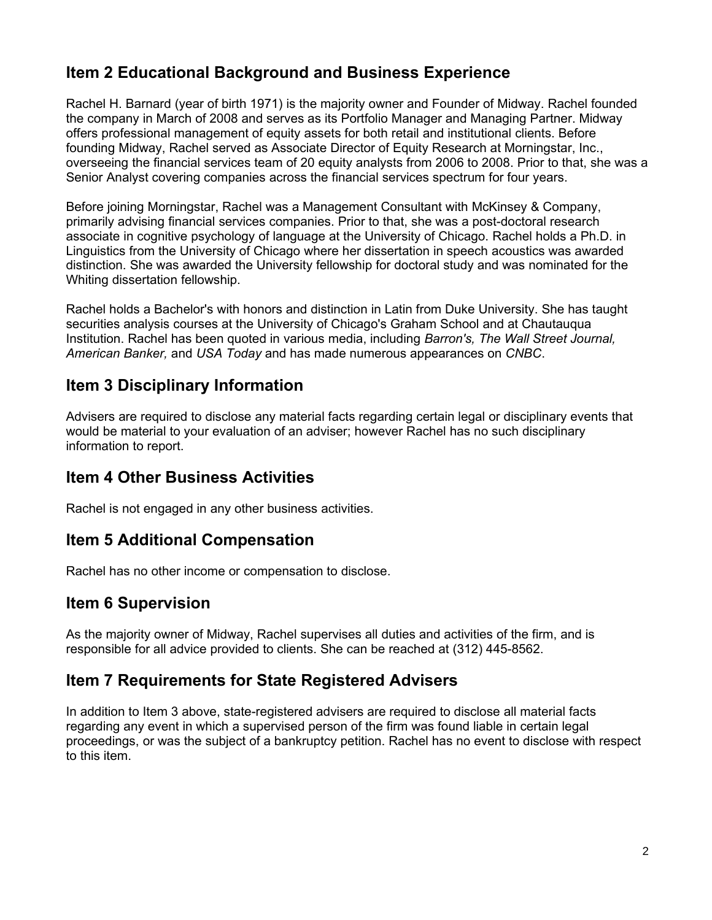## Item 2 Educational Background and Business Experience

Rachel H. Barnard (year of birth 1971) is the majority owner and Founder of Midway. Rachel founded the company in March of 2008 and serves as its Portfolio Manager and Managing Partner. Midway offers professional management of equity assets for both retail and institutional clients. Before founding Midway, Rachel served as Associate Director of Equity Research at Morningstar, Inc., overseeing the financial services team of 20 equity analysts from 2006 to 2008. Prior to that, she was a Senior Analyst covering companies across the financial services spectrum for four years.

Before joining Morningstar, Rachel was a Management Consultant with McKinsey & Company, primarily advising financial services companies. Prior to that, she was a post-doctoral research associate in cognitive psychology of language at the University of Chicago. Rachel holds a Ph.D. in Linguistics from the University of Chicago where her dissertation in speech acoustics was awarded distinction. She was awarded the University fellowship for doctoral study and was nominated for the Whiting dissertation fellowship.

Rachel holds a Bachelor's with honors and distinction in Latin from Duke University. She has taught securities analysis courses at the University of Chicago's Graham School and at Chautauqua Institution. Rachel has been quoted in various media, including *Barron's, The Wall Street Journal, American Banker,* and *USA Today* and has made numerous appearances on *CNBC*.

## Item 3 Disciplinary Information

Advisers are required to disclose any material facts regarding certain legal or disciplinary events that would be material to your evaluation of an adviser; however Rachel has no such disciplinary information to report.

## Item 4 Other Business Activities

Rachel is not engaged in any other business activities.

## Item 5 Additional Compensation

Rachel has no other income or compensation to disclose.

## Item 6 Supervision

As the majority owner of Midway, Rachel supervises all duties and activities of the firm, and is responsible for all advice provided to clients. She can be reached at (312) 445-8562.

## Item 7 Requirements for State Registered Advisers

In addition to Item 3 above, state-registered advisers are required to disclose all material facts regarding any event in which a supervised person of the firm was found liable in certain legal proceedings, or was the subject of a bankruptcy petition. Rachel has no event to disclose with respect to this item.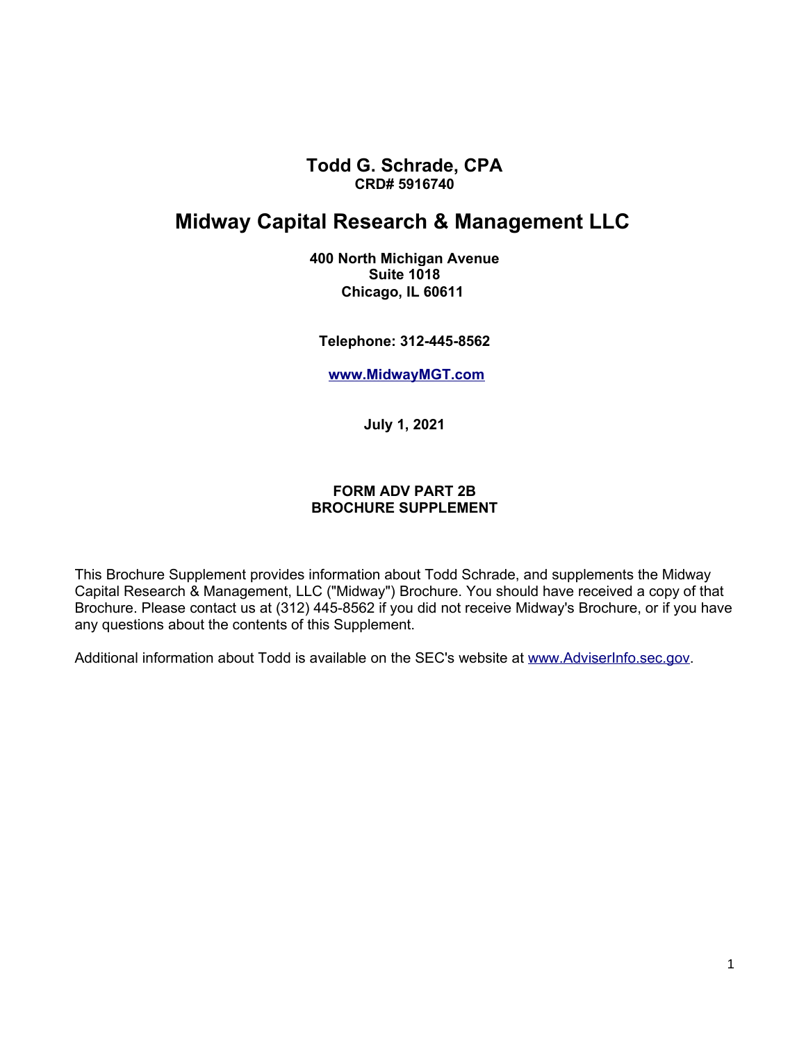# Todd G. Schrade, CPA

**CRD# 5916740**

# Midway Capital Research & Management LLC

**400 North Michigan Avenue**
**Suite 1018**
**Chicago, IL 60611**

**Telephone: 312-445-8562**

**www.MidwayMGT.com**

**July 1, 2021**

**FORM ADV PART 2B**
**BROCHURE SUPPLEMENT**

This Brochure Supplement provides information about Todd Schrade, and supplements the Midway Capital Research & Management, LLC ("Midway") Brochure. You should have received a copy of that Brochure. Please contact us at (312) 445-8562 if you did not receive Midway's Brochure, or if you have any questions about the contents of this Supplement.

Additional information about Todd is available on the SEC's website at www.AdviserInfo.sec.gov.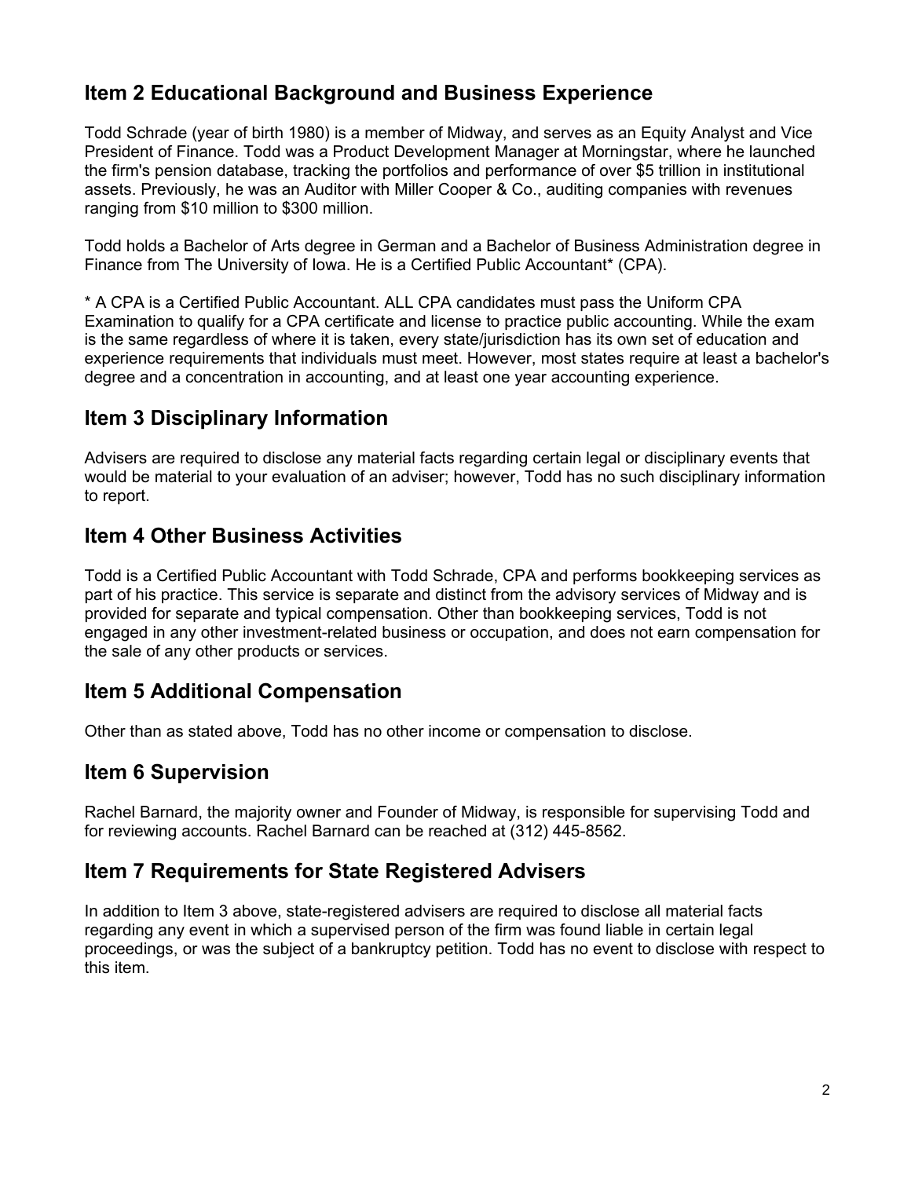## Item 2 Educational Background and Business Experience

Todd Schrade (year of birth 1980) is a member of Midway, and serves as an Equity Analyst and Vice President of Finance. Todd was a Product Development Manager at Morningstar, where he launched the firm's pension database, tracking the portfolios and performance of over $5 trillion in institutional assets. Previously, he was an Auditor with Miller Cooper & Co., auditing companies with revenues ranging from $10 million to $300 million.

Todd holds a Bachelor of Arts degree in German and a Bachelor of Business Administration degree in Finance from The University of Iowa. He is a Certified Public Accountant* (CPA).

* A CPA is a Certified Public Accountant. ALL CPA candidates must pass the Uniform CPA Examination to qualify for a CPA certificate and license to practice public accounting. While the exam is the same regardless of where it is taken, every state/jurisdiction has its own set of education and experience requirements that individuals must meet. However, most states require at least a bachelor's degree and a concentration in accounting, and at least one year accounting experience.

## Item 3 Disciplinary Information

Advisers are required to disclose any material facts regarding certain legal or disciplinary events that would be material to your evaluation of an adviser; however, Todd has no such disciplinary information to report.

## Item 4 Other Business Activities

Todd is a Certified Public Accountant with Todd Schrade, CPA and performs bookkeeping services as part of his practice. This service is separate and distinct from the advisory services of Midway and is provided for separate and typical compensation. Other than bookkeeping services, Todd is not engaged in any other investment-related business or occupation, and does not earn compensation for the sale of any other products or services.

## Item 5 Additional Compensation

Other than as stated above, Todd has no other income or compensation to disclose.

## Item 6 Supervision

Rachel Barnard, the majority owner and Founder of Midway, is responsible for supervising Todd and for reviewing accounts. Rachel Barnard can be reached at (312) 445-8562.

## Item 7 Requirements for State Registered Advisers

In addition to Item 3 above, state-registered advisers are required to disclose all material facts regarding any event in which a supervised person of the firm was found liable in certain legal proceedings, or was the subject of a bankruptcy petition. Todd has no event to disclose with respect to this item.